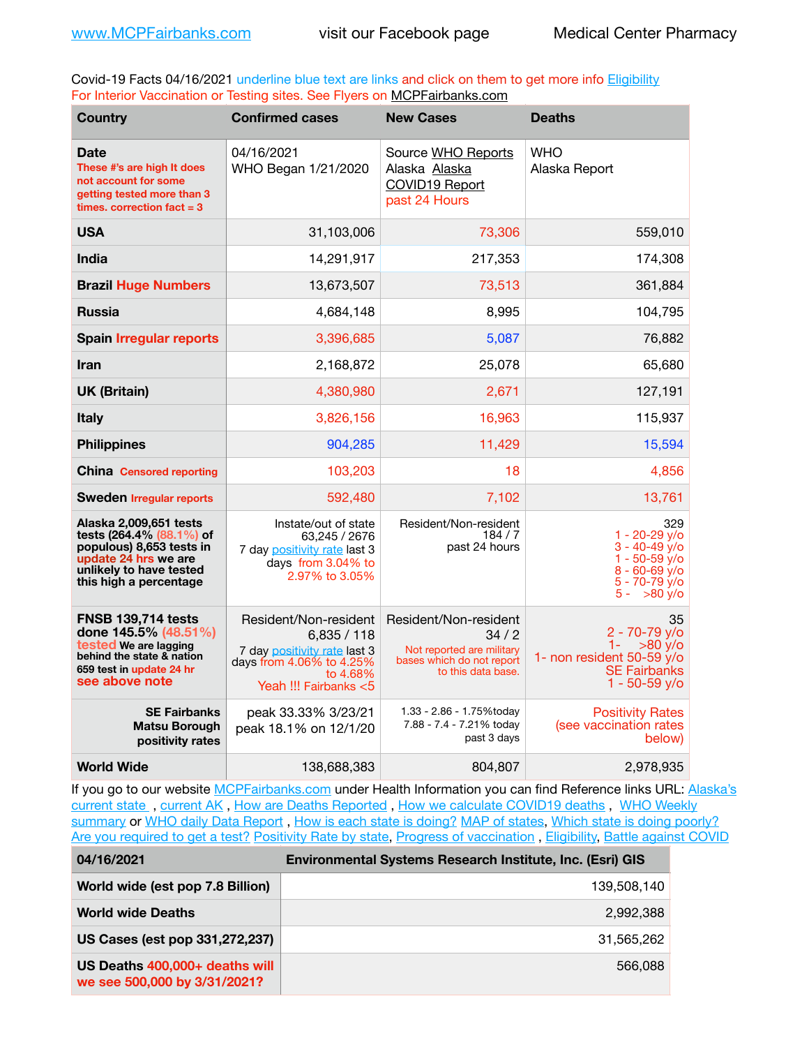www.MCPFairbanks.com visit our Facebook page Medical Center Pharmacy

Covid-19 Facts 04/16/2021 underline blue text are links and click on them to get more info Eligibility
For Interior Vaccination or Testing sites. See Flyers on MCPFairbanks.com

| Country | Confirmed cases | New Cases | Deaths |
|---|---|---|---|
| **Date** These #'s are high It does not account for some getting tested more than 3 times. correction fact = 3 | 04/16/2021 WHO Began 1/21/2020 | Source WHO Reports Alaska Alaska COVID19 Report past 24 Hours | WHO Alaska Report |
| **USA** | 31,103,006 | 73,306 | 559,010 |
| **India** | 14,291,917 | 217,353 | 174,308 |
| **Brazil Huge Numbers** | 13,673,507 | 73,513 | 361,884 |
| **Russia** | 4,684,148 | 8,995 | 104,795 |
| **Spain Irregular reports** | 3,396,685 | 5,087 | 76,882 |
| **Iran** | 2,168,872 | 25,078 | 65,680 |
| **UK (Britain)** | 4,380,980 | 2,671 | 127,191 |
| **Italy** | 3,826,156 | 16,963 | 115,937 |
| **Philippines** | 904,285 | 11,429 | 15,594 |
| **China Censored reporting** | 103,203 | 18 | 4,856 |
| **Sweden Irregular reports** | 592,480 | 7,102 | 13,761 |
| **Alaska 2,009,651 tests tests (264.4% (88.1%) of populous) 8,653 tests in update 24 hrs we are unlikely to have tested this high a percentage** | Instate/out of state 63,245 / 2676 7 day positivity rate last 3 days from 3.04% to 2.97% to 3.05% | Resident/Non-resident 184 / 7 past 24 hours | 329 1 - 20-29 y/o 3 - 40-49 y/o 1 - 50-59 y/o 8 - 60-69 y/o 5 - 70-79 y/o 5 - >80 y/o |
| **FNSB 139,714 tests done 145.5% (48.51%) tested We are lagging behind the state & nation 659 test in update 24 hr see above note** | Resident/Non-resident 6,835 / 118 7 day positivity rate last 3 days from 4.06% to 4.25% to 4.68% Yeah !!! Fairbanks <5 | Resident/Non-resident 34 / 2 Not reported are military bases which do not report to this data base. | 35 2 - 70-79 y/o 1- >80 y/o 1- non resident 50-59 y/o SE Fairbanks 1 - 50-59 y/o |
| **SE Fairbanks Matsu Borough positivity rates** | peak 33.33% 3/23/21 peak 18.1% on 12/1/20 | 1.33 - 2.86 - 1.75%today 7.88 - 7.4 - 7.21% today past 3 days | Positivity Rates (see vaccination rates below) |
| **World Wide** | 138,688,383 | 804,807 | 2,978,935 |

If you go to our website MCPFairbanks.com under Health Information you can find Reference links URL: Alaska's current state , current AK , How are Deaths Reported , How we calculate COVID19 deaths , WHO Weekly summary or WHO daily Data Report , How is each state is doing? MAP of states, Which state is doing poorly? Are you required to get a test? Positivity Rate by state, Progress of vaccination , Eligibility, Battle against COVID

| 04/16/2021 | Environmental Systems Research Institute, Inc. (Esri) GIS |
|---|---|
| **World wide (est pop 7.8 Billion)** | 139,508,140 |
| **World wide Deaths** | 2,992,388 |
| **US Cases (est pop 331,272,237)** | 31,565,262 |
| **US Deaths 400,000+ deaths will we see 500,000 by 3/31/2021?** | 566,088 |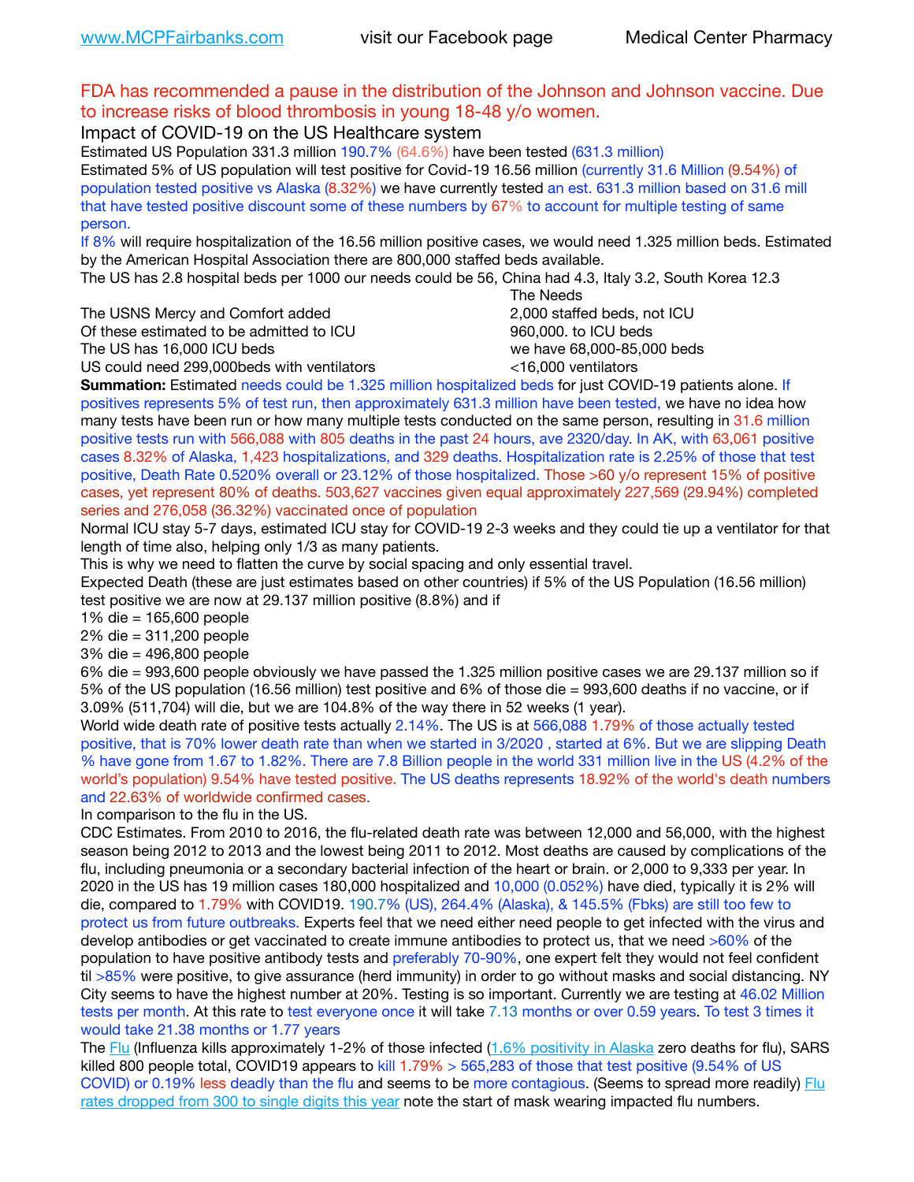FDA has recommended a pause in the distribution of the Johnson and Johnson vaccine. Due to increase risks of blood thrombosis in young 18-48 y/o women.

Impact of COVID-19 on the US Healthcare system

Estimated US Population 331.3 million 190.7% (64.6%) have been tested (631.3 million)

Estimated 5% of US population will test positive for Covid-19 16.56 million (currently 31.6 Million (9.54%) of population tested positive vs Alaska (8.32%) we have currently tested an est. 631.3 million based on 31.6 mill that have tested positive discount some of these numbers by 67% to account for multiple testing of same person.

If 8% will require hospitalization of the 16.56 million positive cases, we would need 1.325 million beds. Estimated by the American Hospital Association there are 800,000 staffed beds available.

The US has 2.8 hospital beds per 1000 our needs could be 56, China had 4.3, Italy 3.2, South Korea 12.3

| | The Needs |
|---|---|
| The USNS Mercy and Comfort added | 2,000 staffed beds, not ICU |
| Of these estimated to be admitted to ICU | 960,000. to ICU beds |
| The US has 16,000 ICU beds | we have 68,000-85,000 beds |
| US could need 299,000beds with ventilators | <16,000 ventilators |

**Summation:** Estimated needs could be 1.325 million hospitalized beds for just COVID-19 patients alone. If positives represents 5% of test run, then approximately 631.3 million have been tested, we have no idea how many tests have been run or how many multiple tests conducted on the same person, resulting in 31.6 million positive tests run with 566,088 with 805 deaths in the past 24 hours, ave 2320/day. In AK, with 63,061 positive cases 8.32% of Alaska, 1,423 hospitalizations, and 329 deaths. Hospitalization rate is 2.25% of those that test positive, Death Rate 0.520% overall or 23.12% of those hospitalized. Those >60 y/o represent 15% of positive cases, yet represent 80% of deaths. 503,627 vaccines given equal approximately 227,569 (29.94%) completed series and 276,058 (36.32%) vaccinated once of population

Normal ICU stay 5-7 days, estimated ICU stay for COVID-19 2-3 weeks and they could tie up a ventilator for that length of time also, helping only 1/3 as many patients.

This is why we need to flatten the curve by social spacing and only essential travel.

Expected Death (these are just estimates based on other countries) if 5% of the US Population (16.56 million) test positive we are now at 29.137 million positive (8.8%) and if

1% die = 165,600 people
2% die = 311,200 people
3% die = 496,800 people
6% die = 993,600 people obviously we have passed the 1.325 million positive cases we are 29.137 million so if 5% of the US population (16.56 million) test positive and 6% of those die = 993,600 deaths if no vaccine, or if 3.09% (511,704) will die, but we are 104.8% of the way there in 52 weeks (1 year).

World wide death rate of positive tests actually 2.14%. The US is at 566,088 1.79% of those actually tested positive, that is 70% lower death rate than when we started in 3/2020 , started at 6%. But we are slipping Death % have gone from 1.67 to 1.82%. There are 7.8 Billion people in the world 331 million live in the US (4.2% of the world's population) 9.54% have tested positive. The US deaths represents 18.92% of the world's death numbers and 22.63% of worldwide confirmed cases.

In comparison to the flu in the US.

CDC Estimates. From 2010 to 2016, the flu-related death rate was between 12,000 and 56,000, with the highest season being 2012 to 2013 and the lowest being 2011 to 2012. Most deaths are caused by complications of the flu, including pneumonia or a secondary bacterial infection of the heart or brain. or 2,000 to 9,333 per year. In 2020 in the US has 19 million cases 180,000 hospitalized and 10,000 (0.052%) have died, typically it is 2% will die, compared to 1.79% with COVID19. 190.7% (US), 264.4% (Alaska), & 145.5% (Fbks) are still too few to protect us from future outbreaks. Experts feel that we need either need people to get infected with the virus and develop antibodies or get vaccinated to create immune antibodies to protect us, that we need >60% of the population to have positive antibody tests and preferably 70-90%, one expert felt they would not feel confident til >85% were positive, to give assurance (herd immunity) in order to go without masks and social distancing. NY City seems to have the highest number at 20%. Testing is so important. Currently we are testing at 46.02 Million tests per month. At this rate to test everyone once it will take 7.13 months or over 0.59 years. To test 3 times it would take 21.38 months or 1.77 years

The Flu (Influenza kills approximately 1-2% of those infected (1.6% positivity in Alaska zero deaths for flu), SARS killed 800 people total, COVID19 appears to kill 1.79% > 565,283 of those that test positive (9.54% of US COVID) or 0.19% less deadly than the flu and seems to be more contagious. (Seems to spread more readily) Flu rates dropped from 300 to single digits this year note the start of mask wearing impacted flu numbers.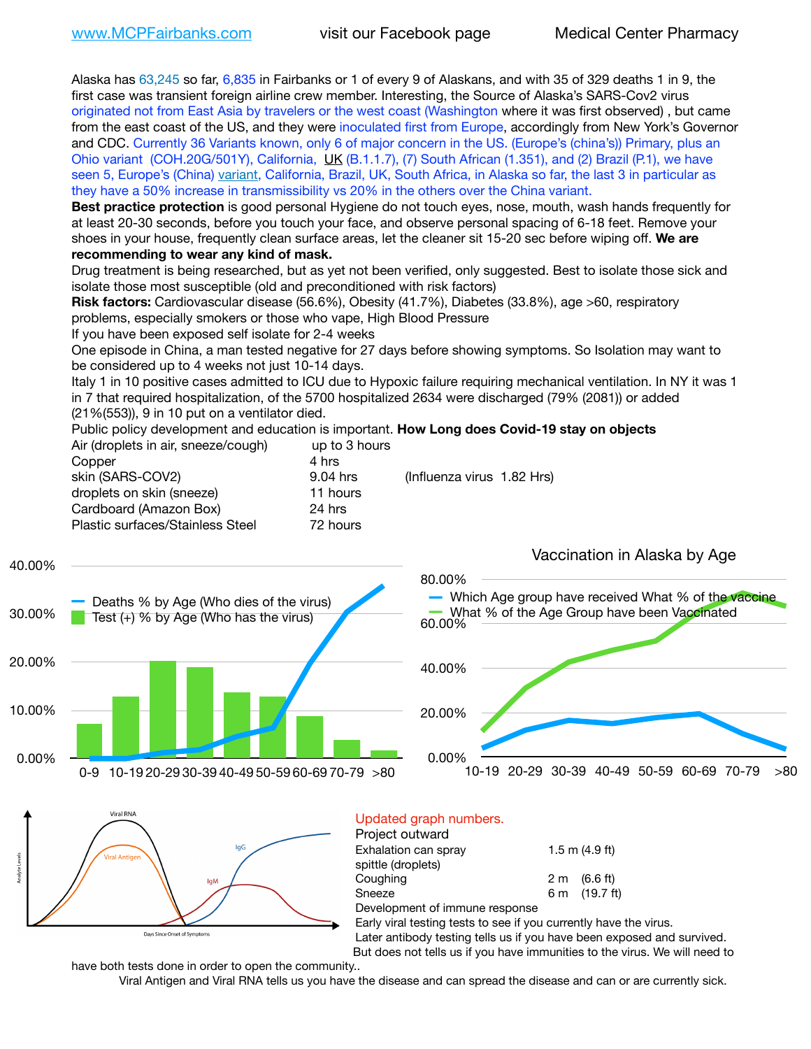www.MCPFairbanks.com visit our Facebook page Medical Center Pharmacy

Alaska has 63,245 so far, 6,835 in Fairbanks or 1 of every 9 of Alaskans, and with 35 of 329 deaths 1 in 9, the first case was transient foreign airline crew member. Interesting, the Source of Alaska's SARS-Cov2 virus originated not from East Asia by travelers or the west coast (Washington where it was first observed) , but came from the east coast of the US, and they were inoculated first from Europe, accordingly from New York's Governor and CDC. Currently 36 Variants known, only 6 of major concern in the US. (Europe's (china's)) Primary, plus an Ohio variant (COH.20G/501Y), California, UK (B.1.1.7), (7) South African (1.351), and (2) Brazil (P.1), we have seen 5, Europe's (China) variant, California, Brazil, UK, South Africa, in Alaska so far, the last 3 in particular as they have a 50% increase in transmissibility vs 20% in the others over the China variant.

**Best practice protection** is good personal Hygiene do not touch eyes, nose, mouth, wash hands frequently for at least 20-30 seconds, before you touch your face, and observe personal spacing of 6-18 feet. Remove your shoes in your house, frequently clean surface areas, let the cleaner sit 15-20 sec before wiping off. **We are recommending to wear any kind of mask.**

Drug treatment is being researched, but as yet not been verified, only suggested. Best to isolate those sick and isolate those most susceptible (old and preconditioned with risk factors)

**Risk factors:** Cardiovascular disease (56.6%), Obesity (41.7%), Diabetes (33.8%), age >60, respiratory problems, especially smokers or those who vape, High Blood Pressure

If you have been exposed self isolate for 2-4 weeks

One episode in China, a man tested negative for 27 days before showing symptoms. So Isolation may want to be considered up to 4 weeks not just 10-14 days.

Italy 1 in 10 positive cases admitted to ICU due to Hypoxic failure requiring mechanical ventilation. In NY it was 1 in 7 that required hospitalization, of the 5700 hospitalized 2634 were discharged (79% (2081)) or added (21%(553)), 9 in 10 put on a ventilator died.

Public policy development and education is important. **How Long does Covid-19 stay on objects**

| | | |
|---|---|---|
| Air (droplets in air, sneeze/cough) | up to 3 hours | |
| Copper | 4 hrs | |
| skin (SARS-COV2) | 9.04 hrs | (Influenza virus 1.82 Hrs) |
| droplets on skin (sneeze) | 11 hours | |
| Cardboard (Amazon Box) | 24 hrs | |
| Plastic surfaces/Stainless Steel | 72 hours | |

Deaths % by Age (Who dies of the virus) / Test (+) % by Age (Who has the virus)

Vaccination in Alaska by Age

Which Age group have received What % of the vaccine / What % of the Age Group have been Vaccinated

Updated graph numbers.

Project outward

| | |
|---|---|
| Exhalation can spray spittle (droplets) | 1.5 m (4.9 ft) |
| Coughing | 2 m (6.6 ft) |
| Sneeze | 6 m (19.7 ft) |

Development of immune response

Early viral testing tests to see if you currently have the virus.

Later antibody testing tells us if you have been exposed and survived. But does not tells us if you have immunities to the virus. We will need to have both tests done in order to open the community..

Viral Antigen and Viral RNA tells us you have the disease and can spread the disease and can or are currently sick.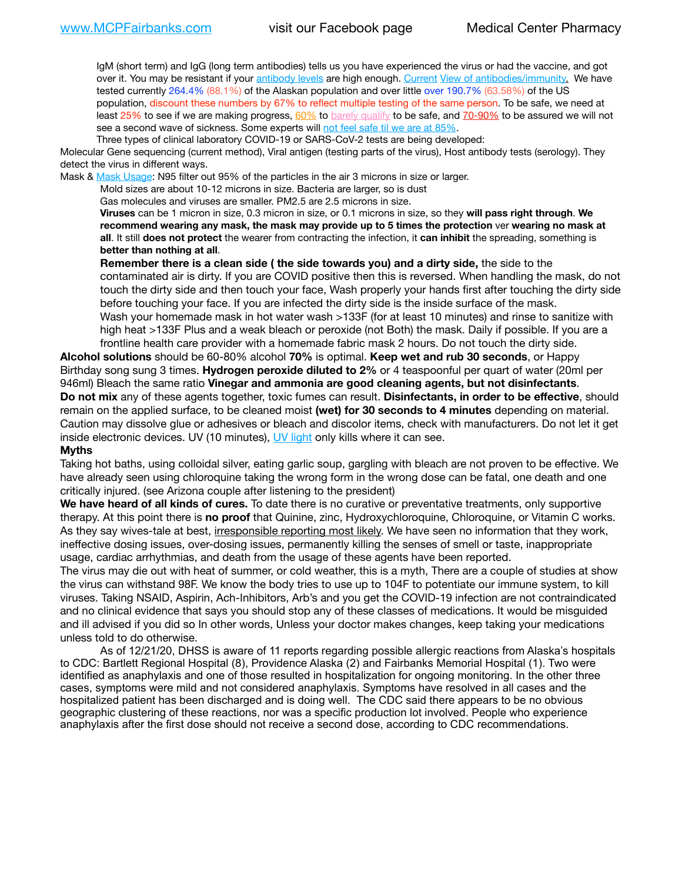IgM (short term) and IgG (long term antibodies) tells us you have experienced the virus or had the vaccine, and got over it. You may be resistant if your antibody levels are high enough. Current View of antibodies/immunity. We have tested currently 264.4% (88.1%) of the Alaskan population and over little over 190.7% (63.58%) of the US population, discount these numbers by 67% to reflect multiple testing of the same person. To be safe, we need at least 25% to see if we are making progress, 60% to barely qualify to be safe, and 70-90% to be assured we will not see a second wave of sickness. Some experts will not feel safe til we are at 85%.

Three types of clinical laboratory COVID-19 or SARS-CoV-2 tests are being developed:

Molecular Gene sequencing (current method), Viral antigen (testing parts of the virus), Host antibody tests (serology). They detect the virus in different ways.

Mask & Mask Usage: N95 filter out 95% of the particles in the air 3 microns in size or larger.

Mold sizes are about 10-12 microns in size. Bacteria are larger, so is dust

Gas molecules and viruses are smaller. PM2.5 are 2.5 microns in size.

**Viruses** can be 1 micron in size, 0.3 micron in size, or 0.1 microns in size, so they **will pass right through**. **We recommend wearing any mask, the mask may provide up to 5 times the protection** ver **wearing no mask at all**. It still **does not protect** the wearer from contracting the infection, it **can inhibit** the spreading, something is **better than nothing at all**.

**Remember there is a clean side ( the side towards you) and a dirty side,** the side to the contaminated air is dirty. If you are COVID positive then this is reversed. When handling the mask, do not touch the dirty side and then touch your face, Wash properly your hands first after touching the dirty side before touching your face. If you are infected the dirty side is the inside surface of the mask.

Wash your homemade mask in hot water wash >133F (for at least 10 minutes) and rinse to sanitize with high heat >133F Plus and a weak bleach or peroxide (not Both) the mask. Daily if possible. If you are a frontline health care provider with a homemade fabric mask 2 hours. Do not touch the dirty side.

**Alcohol solutions** should be 60-80% alcohol **70%** is optimal. **Keep wet and rub 30 seconds**, or Happy Birthday song sung 3 times. **Hydrogen peroxide diluted to 2%** or 4 teaspoonful per quart of water (20ml per 946ml) Bleach the same ratio **Vinegar and ammonia are good cleaning agents, but not disinfectants**.

**Do not mix** any of these agents together, toxic fumes can result. **Disinfectants, in order to be effective**, should remain on the applied surface, to be cleaned moist **(wet) for 30 seconds to 4 minutes** depending on material. Caution may dissolve glue or adhesives or bleach and discolor items, check with manufacturers. Do not let it get inside electronic devices. UV (10 minutes), UV light only kills where it can see.

**Myths**

Taking hot baths, using colloidal silver, eating garlic soup, gargling with bleach are not proven to be effective. We have already seen using chloroquine taking the wrong form in the wrong dose can be fatal, one death and one critically injured. (see Arizona couple after listening to the president)

**We have heard of all kinds of cures.** To date there is no curative or preventative treatments, only supportive therapy. At this point there is **no proof** that Quinine, zinc, Hydroxychloroquine, Chloroquine, or Vitamin C works. As they say wives-tale at best, irresponsible reporting most likely. We have seen no information that they work, ineffective dosing issues, over-dosing issues, permanently killing the senses of smell or taste, inappropriate usage, cardiac arrhythmias, and death from the usage of these agents have been reported.

The virus may die out with heat of summer, or cold weather, this is a myth, There are a couple of studies at show the virus can withstand 98F. We know the body tries to use up to 104F to potentiate our immune system, to kill viruses. Taking NSAID, Aspirin, Ach-Inhibitors, Arb's and you get the COVID-19 infection are not contraindicated and no clinical evidence that says you should stop any of these classes of medications. It would be misguided and ill advised if you did so In other words, Unless your doctor makes changes, keep taking your medications unless told to do otherwise.

As of 12/21/20, DHSS is aware of 11 reports regarding possible allergic reactions from Alaska's hospitals to CDC: Bartlett Regional Hospital (8), Providence Alaska (2) and Fairbanks Memorial Hospital (1). Two were identified as anaphylaxis and one of those resulted in hospitalization for ongoing monitoring. In the other three cases, symptoms were mild and not considered anaphylaxis. Symptoms have resolved in all cases and the hospitalized patient has been discharged and is doing well. The CDC said there appears to be no obvious geographic clustering of these reactions, nor was a specific production lot involved. People who experience anaphylaxis after the first dose should not receive a second dose, according to CDC recommendations.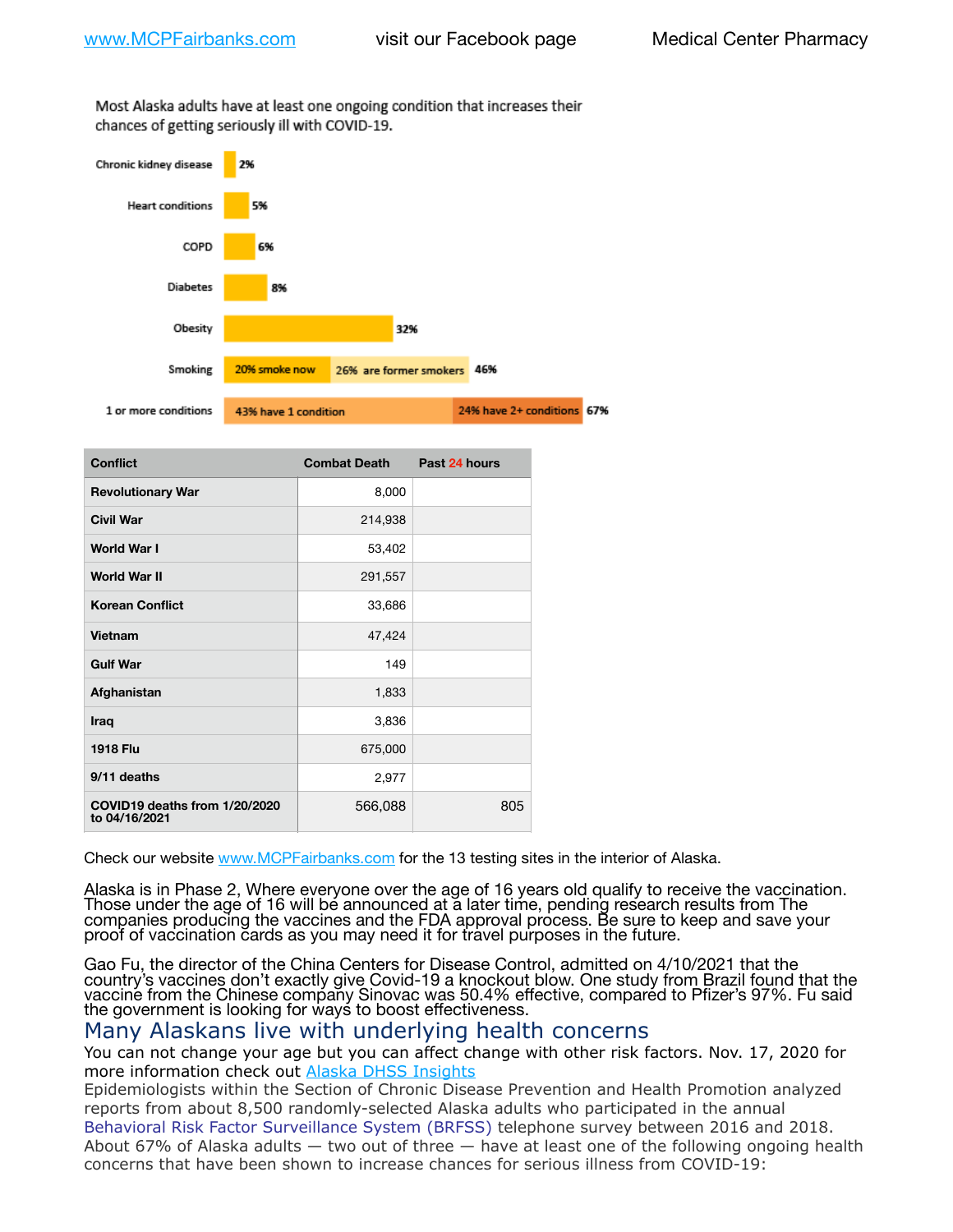Most Alaska adults have at least one ongoing condition that increases their chances of getting seriously ill with COVID-19.

| Condition | Percentage |
|---|---|
| Chronic kidney disease | 2% |
| Heart conditions | 5% |
| COPD | 6% |
| Diabetes | 8% |
| Obesity | 32% |
| Smoking | 20% smoke now; 26% are former smokers; 46% |
| 1 or more conditions | 43% have 1 condition; 24% have 2+ conditions; 67% |

| Conflict | Combat Death | Past 24 hours |
|---|---|---|
| Revolutionary War | 8,000 | |
| Civil War | 214,938 | |
| World War I | 53,402 | |
| World War II | 291,557 | |
| Korean Conflict | 33,686 | |
| Vietnam | 47,424 | |
| Gulf War | 149 | |
| Afghanistan | 1,833 | |
| Iraq | 3,836 | |
| 1918 Flu | 675,000 | |
| 9/11 deaths | 2,977 | |
| COVID19 deaths from 1/20/2020 to 04/16/2021 | 566,088 | 805 |

Check our website www.MCPFairbanks.com for the 13 testing sites in the interior of Alaska.

Alaska is in Phase 2, Where everyone over the age of 16 years old qualify to receive the vaccination. Those under the age of 16 will be announced at a later time, pending research results from The companies producing the vaccines and the FDA approval process. Be sure to keep and save your proof of vaccination cards as you may need it for travel purposes in the future.

Gao Fu, the director of the China Centers for Disease Control, admitted on 4/10/2021 that the country's vaccines don't exactly give Covid-19 a knockout blow. One study from Brazil found that the vaccine from the Chinese company Sinovac was 50.4% effective, compared to Pfizer's 97%. Fu said the government is looking for ways to boost effectiveness.

## Many Alaskans live with underlying health concerns

You can not change your age but you can affect change with other risk factors. Nov. 17, 2020 for more information check out Alaska DHSS Insights

Epidemiologists within the Section of Chronic Disease Prevention and Health Promotion analyzed reports from about 8,500 randomly-selected Alaska adults who participated in the annual Behavioral Risk Factor Surveillance System (BRFSS) telephone survey between 2016 and 2018. About 67% of Alaska adults — two out of three — have at least one of the following ongoing health concerns that have been shown to increase chances for serious illness from COVID-19: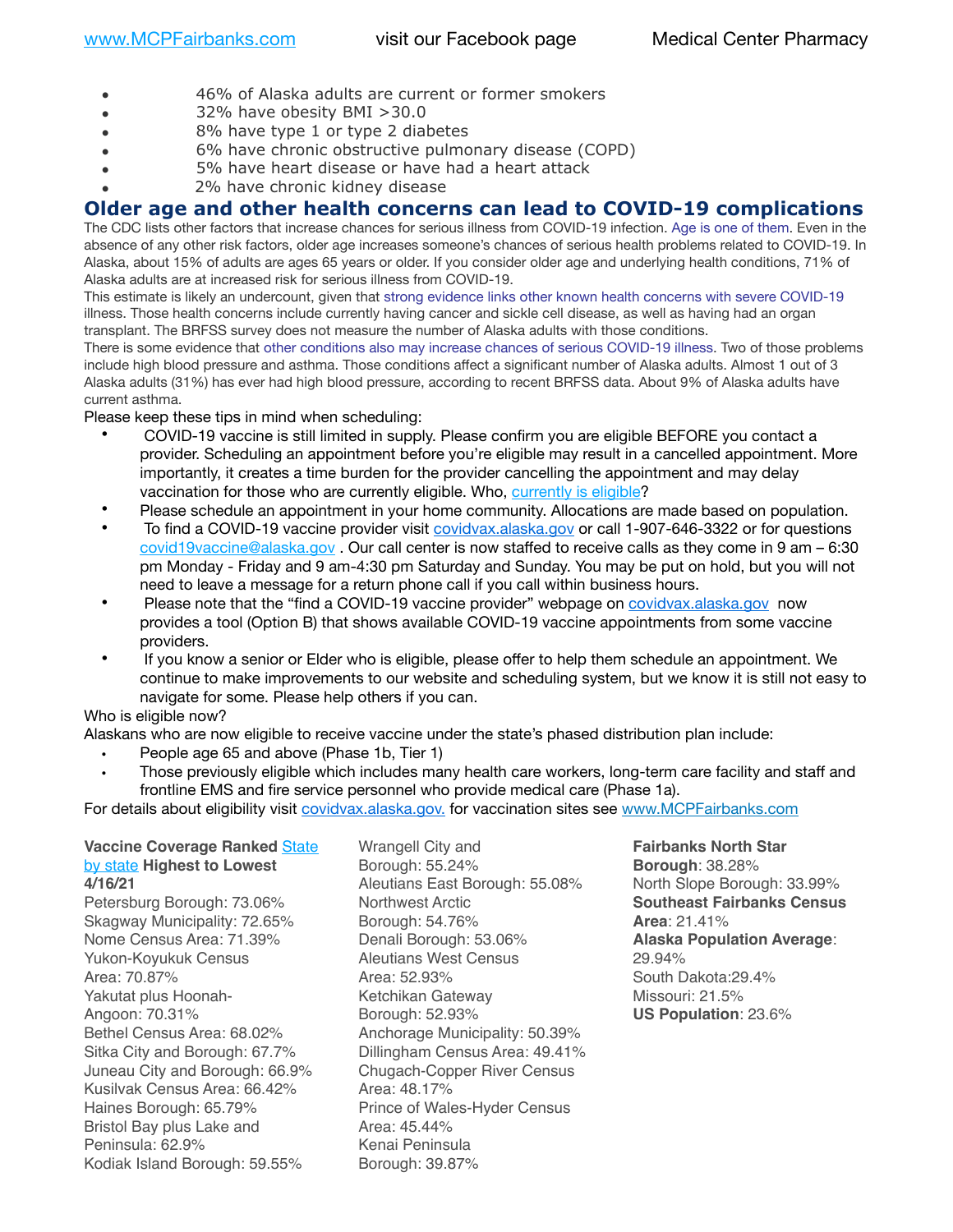- 46% of Alaska adults are current or former smokers
- 32% have obesity BMI >30.0
- 8% have type 1 or type 2 diabetes
- 6% have chronic obstructive pulmonary disease (COPD)
- 5% have heart disease or have had a heart attack
- 2% have chronic kidney disease

## Older age and other health concerns can lead to COVID-19 complications

The CDC lists other factors that increase chances for serious illness from COVID-19 infection. Age is one of them. Even in the absence of any other risk factors, older age increases someone's chances of serious health problems related to COVID-19. In Alaska, about 15% of adults are ages 65 years or older. If you consider older age and underlying health conditions, 71% of Alaska adults are at increased risk for serious illness from COVID-19.

This estimate is likely an undercount, given that strong evidence links other known health concerns with severe COVID-19 illness. Those health concerns include currently having cancer and sickle cell disease, as well as having had an organ transplant. The BRFSS survey does not measure the number of Alaska adults with those conditions.

There is some evidence that other conditions also may increase chances of serious COVID-19 illness. Two of those problems include high blood pressure and asthma. Those conditions affect a significant number of Alaska adults. Almost 1 out of 3 Alaska adults (31%) has ever had high blood pressure, according to recent BRFSS data. About 9% of Alaska adults have current asthma.

Please keep these tips in mind when scheduling:

- COVID-19 vaccine is still limited in supply. Please confirm you are eligible BEFORE you contact a provider. Scheduling an appointment before you're eligible may result in a cancelled appointment. More importantly, it creates a time burden for the provider cancelling the appointment and may delay vaccination for those who are currently eligible. Who, currently is eligible?
- Please schedule an appointment in your home community. Allocations are made based on population.
- To find a COVID-19 vaccine provider visit covidvax.alaska.gov or call 1-907-646-3322 or for questions covid19vaccine@alaska.gov . Our call center is now staffed to receive calls as they come in 9 am – 6:30 pm Monday - Friday and 9 am-4:30 pm Saturday and Sunday. You may be put on hold, but you will not need to leave a message for a return phone call if you call within business hours.
- Please note that the "find a COVID-19 vaccine provider" webpage on covidvax.alaska.gov now provides a tool (Option B) that shows available COVID-19 vaccine appointments from some vaccine providers.
- If you know a senior or Elder who is eligible, please offer to help them schedule an appointment. We continue to make improvements to our website and scheduling system, but we know it is still not easy to navigate for some. Please help others if you can.

Who is eligible now?

Alaskans who are now eligible to receive vaccine under the state's phased distribution plan include:

- People age 65 and above (Phase 1b, Tier 1)
- Those previously eligible which includes many health care workers, long-term care facility and staff and frontline EMS and fire service personnel who provide medical care (Phase 1a).

For details about eligibility visit covidvax.alaska.gov. for vaccination sites see www.MCPFairbanks.com

**Vaccine Coverage Ranked State by state Highest to Lowest 4/16/21**

Petersburg Borough: 73.06%
Skagway Municipality: 72.65%
Nome Census Area: 71.39%
Yukon-Koyukuk Census Area: 70.87%
Yakutat plus Hoonah-Angoon: 70.31%
Bethel Census Area: 68.02%
Sitka City and Borough: 67.7%
Juneau City and Borough: 66.9%
Kusilvak Census Area: 66.42%
Haines Borough: 65.79%
Bristol Bay plus Lake and Peninsula: 62.9%
Kodiak Island Borough: 59.55%
Wrangell City and Borough: 55.24%
Aleutians East Borough: 55.08%
Northwest Arctic Borough: 54.76%
Denali Borough: 53.06%
Aleutians West Census Area: 52.93%
Ketchikan Gateway Borough: 52.93%
Anchorage Municipality: 50.39%
Dillingham Census Area: 49.41%
Chugach-Copper River Census Area: 48.17%
Prince of Wales-Hyder Census Area: 45.44%
Kenai Peninsula Borough: 39.87%
**Fairbanks North Star Borough**: 38.28%
North Slope Borough: 33.99%
**Southeast Fairbanks Census Area**: 21.41%
**Alaska Population Average**: 29.94%
South Dakota:29.4%
Missouri: 21.5%
**US Population**: 23.6%